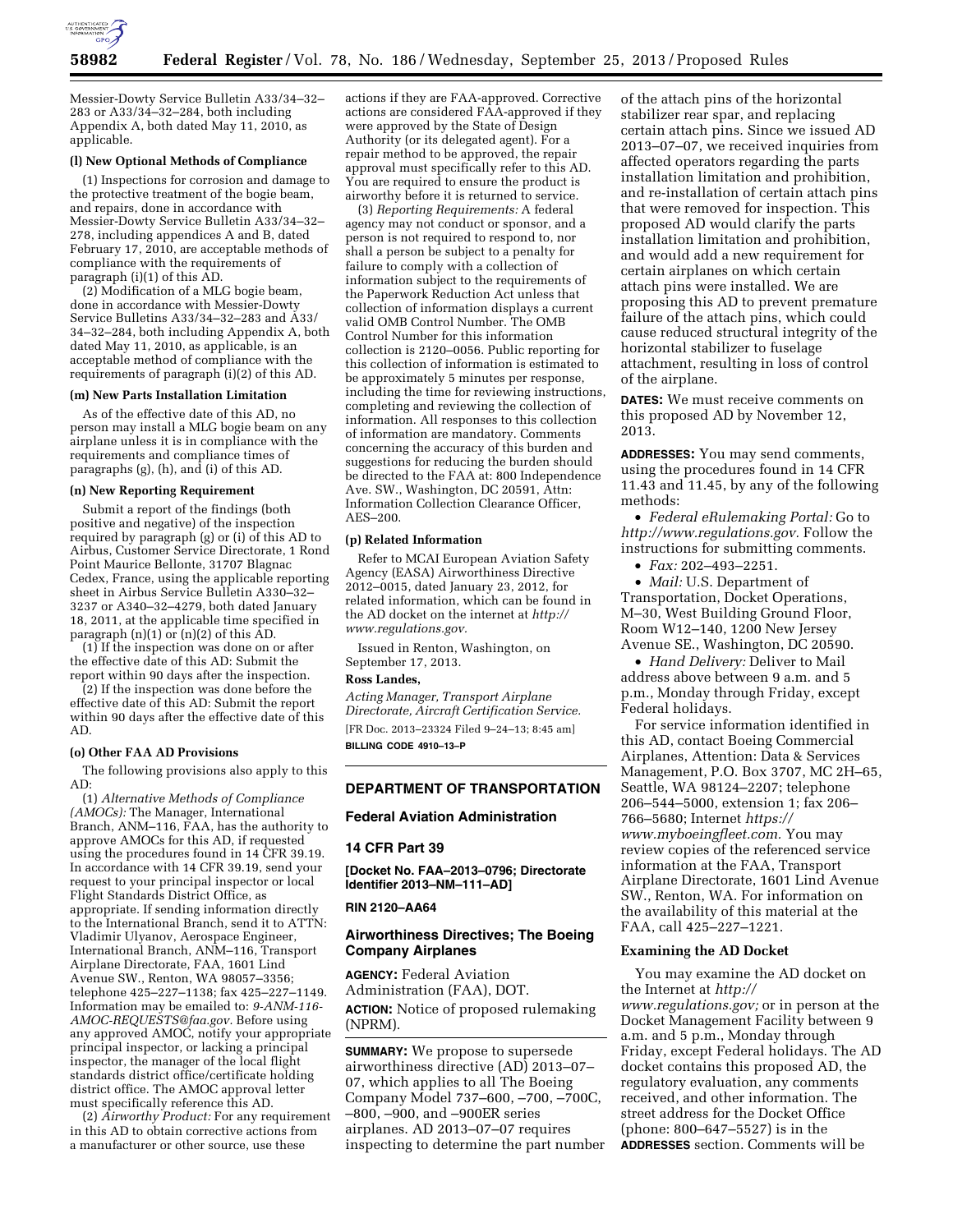Messier-Dowty Service Bulletin A33/34–32–283 or A33/34–32–284, both including Appendix A, both dated May 11, 2010, as applicable.

**(l) New Optional Methods of Compliance**

(1) Inspections for corrosion and damage to the protective treatment of the bogie beam, and repairs, done in accordance with Messier-Dowty Service Bulletin A33/34–32–278, including appendices A and B, dated February 17, 2010, are acceptable methods of compliance with the requirements of paragraph (i)(1) of this AD.

(2) Modification of a MLG bogie beam, done in accordance with Messier-Dowty Service Bulletins A33/34–32–283 and A33/34–32–284, both including Appendix A, both dated May 11, 2010, as applicable, is an acceptable method of compliance with the requirements of paragraph (i)(2) of this AD.

**(m) New Parts Installation Limitation**

As of the effective date of this AD, no person may install a MLG bogie beam on any airplane unless it is in compliance with the requirements and compliance times of paragraphs (g), (h), and (i) of this AD.

**(n) New Reporting Requirement**

Submit a report of the findings (both positive and negative) of the inspection required by paragraph (g) or (i) of this AD to Airbus, Customer Service Directorate, 1 Rond Point Maurice Bellonte, 31707 Blagnac Cedex, France, using the applicable reporting sheet in Airbus Service Bulletin A330–32–3237 or A340–32–4279, both dated January 18, 2011, at the applicable time specified in paragraph (n)(1) or (n)(2) of this AD.

(1) If the inspection was done on or after the effective date of this AD: Submit the report within 90 days after the inspection.

(2) If the inspection was done before the effective date of this AD: Submit the report within 90 days after the effective date of this AD.

**(o) Other FAA AD Provisions**

The following provisions also apply to this AD:

(1) *Alternative Methods of Compliance (AMOCs):* The Manager, International Branch, ANM–116, FAA, has the authority to approve AMOCs for this AD, if requested using the procedures found in 14 CFR 39.19. In accordance with 14 CFR 39.19, send your request to your principal inspector or local Flight Standards District Office, as appropriate. If sending information directly to the International Branch, send it to ATTN: Vladimir Ulyanov, Aerospace Engineer, International Branch, ANM–116, Transport Airplane Directorate, FAA, 1601 Lind Avenue SW., Renton, WA 98057–3356; telephone 425–227–1138; fax 425–227–1149. Information may be emailed to: *9-ANM-116-AMOC-REQUESTS@faa.gov.* Before using any approved AMOC, notify your appropriate principal inspector, or lacking a principal inspector, the manager of the local flight standards district office/certificate holding district office. The AMOC approval letter must specifically reference this AD.

(2) *Airworthy Product:* For any requirement in this AD to obtain corrective actions from a manufacturer or other source, use these actions if they are FAA-approved. Corrective actions are considered FAA-approved if they were approved by the State of Design Authority (or its delegated agent). For a repair method to be approved, the repair approval must specifically refer to this AD. You are required to ensure the product is airworthy before it is returned to service.

(3) *Reporting Requirements:* A federal agency may not conduct or sponsor, and a person is not required to respond to, nor shall a person be subject to a penalty for failure to comply with a collection of information subject to the requirements of the Paperwork Reduction Act unless that collection of information displays a current valid OMB Control Number. The OMB Control Number for this information collection is 2120–0056. Public reporting for this collection of information is estimated to be approximately 5 minutes per response, including the time for reviewing instructions, completing and reviewing the collection of information. All responses to this collection of information are mandatory. Comments concerning the accuracy of this burden and suggestions for reducing the burden should be directed to the FAA at: 800 Independence Ave. SW., Washington, DC 20591, Attn: Information Collection Clearance Officer, AES–200.

**(p) Related Information**

Refer to MCAI European Aviation Safety Agency (EASA) Airworthiness Directive 2012–0015, dated January 23, 2012, for related information, which can be found in the AD docket on the internet at *http://www.regulations.gov.*

Issued in Renton, Washington, on September 17, 2013.

**Ross Landes,**

*Acting Manager, Transport Airplane Directorate, Aircraft Certification Service.*

[FR Doc. 2013–23324 Filed 9–24–13; 8:45 am]

**BILLING CODE 4910–13–P**

---

## DEPARTMENT OF TRANSPORTATION

### Federal Aviation Administration

### 14 CFR Part 39

**[Docket No. FAA–2013–0796; Directorate Identifier 2013–NM–111–AD]**

**RIN 2120–AA64**

### Airworthiness Directives; The Boeing Company Airplanes

**AGENCY:** Federal Aviation Administration (FAA), DOT.

**ACTION:** Notice of proposed rulemaking (NPRM).

**SUMMARY:** We propose to supersede airworthiness directive (AD) 2013–07–07, which applies to all The Boeing Company Model 737–600, –700, –700C, –800, –900, and –900ER series airplanes. AD 2013–07–07 requires inspecting to determine the part number of the attach pins of the horizontal stabilizer rear spar, and replacing certain attach pins. Since we issued AD 2013–07–07, we received inquiries from affected operators regarding the parts installation limitation and prohibition, and re-installation of certain attach pins that were removed for inspection. This proposed AD would clarify the parts installation limitation and prohibition, and would add a new requirement for certain airplanes on which certain attach pins were installed. We are proposing this AD to prevent premature failure of the attach pins, which could cause reduced structural integrity of the horizontal stabilizer to fuselage attachment, resulting in loss of control of the airplane.

**DATES:** We must receive comments on this proposed AD by November 12, 2013.

**ADDRESSES:** You may send comments, using the procedures found in 14 CFR 11.43 and 11.45, by any of the following methods:

- *Federal eRulemaking Portal:* Go to *http://www.regulations.gov.* Follow the instructions for submitting comments.
- *Fax:* 202–493–2251.
- *Mail:* U.S. Department of Transportation, Docket Operations, M–30, West Building Ground Floor, Room W12–140, 1200 New Jersey Avenue SE., Washington, DC 20590.
- *Hand Delivery:* Deliver to Mail address above between 9 a.m. and 5 p.m., Monday through Friday, except Federal holidays.

For service information identified in this AD, contact Boeing Commercial Airplanes, Attention: Data & Services Management, P.O. Box 3707, MC 2H–65, Seattle, WA 98124–2207; telephone 206–544–5000, extension 1; fax 206–766–5680; Internet *https://www.myboeingfleet.com.* You may review copies of the referenced service information at the FAA, Transport Airplane Directorate, 1601 Lind Avenue SW., Renton, WA. For information on the availability of this material at the FAA, call 425–227–1221.

**Examining the AD Docket**

You may examine the AD docket on the Internet at *http://www.regulations.gov;* or in person at the Docket Management Facility between 9 a.m. and 5 p.m., Monday through Friday, except Federal holidays. The AD docket contains this proposed AD, the regulatory evaluation, any comments received, and other information. The street address for the Docket Office (phone: 800–647–5527) is in the **ADDRESSES** section. Comments will be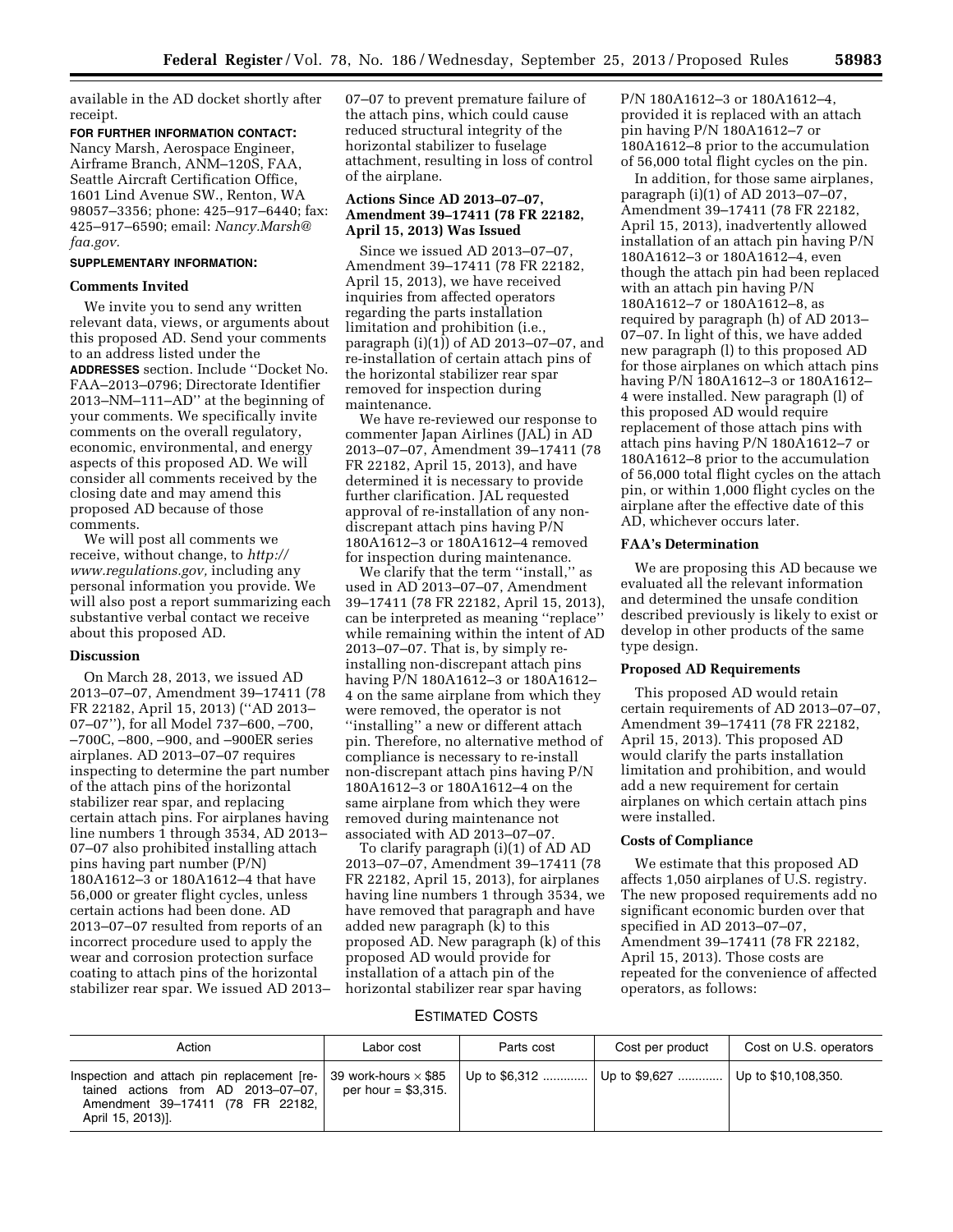available in the AD docket shortly after receipt.

**FOR FURTHER INFORMATION CONTACT:** Nancy Marsh, Aerospace Engineer, Airframe Branch, ANM–120S, FAA, Seattle Aircraft Certification Office, 1601 Lind Avenue SW., Renton, WA 98057–3356; phone: 425–917–6440; fax: 425–917–6590; email: *Nancy.Marsh@faa.gov.*

**SUPPLEMENTARY INFORMATION:**

**Comments Invited**

We invite you to send any written relevant data, views, or arguments about this proposed AD. Send your comments to an address listed under the **ADDRESSES** section. Include ''Docket No. FAA–2013–0796; Directorate Identifier 2013–NM–111–AD'' at the beginning of your comments. We specifically invite comments on the overall regulatory, economic, environmental, and energy aspects of this proposed AD. We will consider all comments received by the closing date and may amend this proposed AD because of those comments.

We will post all comments we receive, without change, to *http://www.regulations.gov,* including any personal information you provide. We will also post a report summarizing each substantive verbal contact we receive about this proposed AD.

**Discussion**

On March 28, 2013, we issued AD 2013–07–07, Amendment 39–17411 (78 FR 22182, April 15, 2013) (''AD 2013–07–07''), for all Model 737–600, –700, –700C, –800, –900, and –900ER series airplanes. AD 2013–07–07 requires inspecting to determine the part number of the attach pins of the horizontal stabilizer rear spar, and replacing certain attach pins. For airplanes having line numbers 1 through 3534, AD 2013–07–07 also prohibited installing attach pins having part number (P/N) 180A1612–3 or 180A1612–4 that have 56,000 or greater flight cycles, unless certain actions had been done. AD 2013–07–07 resulted from reports of an incorrect procedure used to apply the wear and corrosion protection surface coating to attach pins of the horizontal stabilizer rear spar. We issued AD 2013–07–07 to prevent premature failure of the attach pins, which could cause reduced structural integrity of the horizontal stabilizer to fuselage attachment, resulting in loss of control of the airplane.

**Actions Since AD 2013–07–07, Amendment 39–17411 (78 FR 22182, April 15, 2013) Was Issued**

Since we issued AD 2013–07–07, Amendment 39–17411 (78 FR 22182, April 15, 2013), we have received inquiries from affected operators regarding the parts installation limitation and prohibition (i.e., paragraph (i)(1)) of AD 2013–07–07, and re-installation of certain attach pins of the horizontal stabilizer rear spar removed for inspection during maintenance.

We have re-reviewed our response to commenter Japan Airlines (JAL) in AD 2013–07–07, Amendment 39–17411 (78 FR 22182, April 15, 2013), and have determined it is necessary to provide further clarification. JAL requested approval of re-installation of any non-discrepant attach pins having P/N 180A1612–3 or 180A1612–4 removed for inspection during maintenance.

We clarify that the term ''install,'' as used in AD 2013–07–07, Amendment 39–17411 (78 FR 22182, April 15, 2013), can be interpreted as meaning ''replace'' while remaining within the intent of AD 2013–07–07. That is, by simply re-installing non-discrepant attach pins having P/N 180A1612–3 or 180A1612–4 on the same airplane from which they were removed, the operator is not ''installing'' a new or different attach pin. Therefore, no alternative method of compliance is necessary to re-install non-discrepant attach pins having P/N 180A1612–3 or 180A1612–4 on the same airplane from which they were removed during maintenance not associated with AD 2013–07–07.

To clarify paragraph (i)(1) of AD AD 2013–07–07, Amendment 39–17411 (78 FR 22182, April 15, 2013), for airplanes having line numbers 1 through 3534, we have removed that paragraph and have added new paragraph (k) to this proposed AD. New paragraph (k) of this proposed AD would provide for installation of a attach pin of the horizontal stabilizer rear spar having P/N 180A1612–3 or 180A1612–4, provided it is replaced with an attach pin having P/N 180A1612–7 or 180A1612–8 prior to the accumulation of 56,000 total flight cycles on the pin.

In addition, for those same airplanes, paragraph (i)(1) of AD 2013–07–07, Amendment 39–17411 (78 FR 22182, April 15, 2013), inadvertently allowed installation of an attach pin having P/N 180A1612–3 or 180A1612–4, even though the attach pin had been replaced with an attach pin having P/N 180A1612–7 or 180A1612–8, as required by paragraph (h) of AD 2013–07–07. In light of this, we have added new paragraph (l) to this proposed AD for those airplanes on which attach pins having P/N 180A1612–3 or 180A1612–4 were installed. New paragraph (l) of this proposed AD would require replacement of those attach pins with attach pins having P/N 180A1612–7 or 180A1612–8 prior to the accumulation of 56,000 total flight cycles on the attach pin, or within 1,000 flight cycles on the airplane after the effective date of this AD, whichever occurs later.

**FAA's Determination**

We are proposing this AD because we evaluated all the relevant information and determined the unsafe condition described previously is likely to exist or develop in other products of the same type design.

**Proposed AD Requirements**

This proposed AD would retain certain requirements of AD 2013–07–07, Amendment 39–17411 (78 FR 22182, April 15, 2013). This proposed AD would clarify the parts installation limitation and prohibition, and would add a new requirement for certain airplanes on which certain attach pins were installed.

**Costs of Compliance**

We estimate that this proposed AD affects 1,050 airplanes of U.S. registry. The new proposed requirements add no significant economic burden over that specified in AD 2013–07–07, Amendment 39–17411 (78 FR 22182, April 15, 2013). Those costs are repeated for the convenience of affected operators, as follows:

ESTIMATED COSTS

| Action | Labor cost | Parts cost | Cost per product | Cost on U.S. operators |
|---|---|---|---|---|
| Inspection and attach pin replacement [retained actions from AD 2013–07–07, Amendment 39–17411 (78 FR 22182, April 15, 2013)]. | 39 work-hours × $85 per hour = $3,315. | Up to $6,312 | Up to $9,627 | Up to $10,108,350. |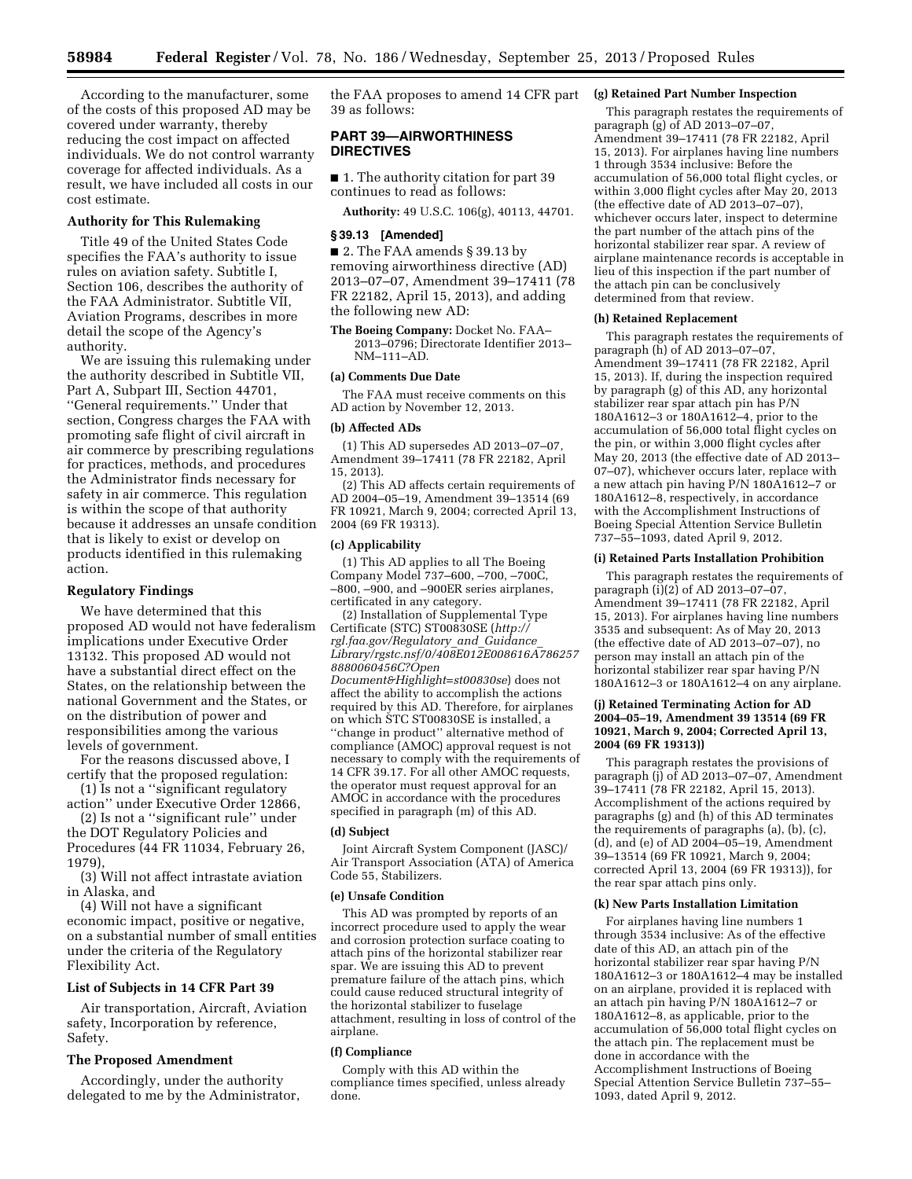According to the manufacturer, some of the costs of this proposed AD may be covered under warranty, thereby reducing the cost impact on affected individuals. We do not control warranty coverage for affected individuals. As a result, we have included all costs in our cost estimate.

**Authority for This Rulemaking**

Title 49 of the United States Code specifies the FAA's authority to issue rules on aviation safety. Subtitle I, Section 106, describes the authority of the FAA Administrator. Subtitle VII, Aviation Programs, describes in more detail the scope of the Agency's authority.

We are issuing this rulemaking under the authority described in Subtitle VII, Part A, Subpart III, Section 44701, "General requirements." Under that section, Congress charges the FAA with promoting safe flight of civil aircraft in air commerce by prescribing regulations for practices, methods, and procedures the Administrator finds necessary for safety in air commerce. This regulation is within the scope of that authority because it addresses an unsafe condition that is likely to exist or develop on products identified in this rulemaking action.

**Regulatory Findings**

We have determined that this proposed AD would not have federalism implications under Executive Order 13132. This proposed AD would not have a substantial direct effect on the States, on the relationship between the national Government and the States, or on the distribution of power and responsibilities among the various levels of government.

For the reasons discussed above, I certify that the proposed regulation:

(1) Is not a "significant regulatory action" under Executive Order 12866,

(2) Is not a "significant rule" under the DOT Regulatory Policies and Procedures (44 FR 11034, February 26, 1979),

(3) Will not affect intrastate aviation in Alaska, and

(4) Will not have a significant economic impact, positive or negative, on a substantial number of small entities under the criteria of the Regulatory Flexibility Act.

**List of Subjects in 14 CFR Part 39**

Air transportation, Aircraft, Aviation safety, Incorporation by reference, Safety.

**The Proposed Amendment**

Accordingly, under the authority delegated to me by the Administrator, the FAA proposes to amend 14 CFR part 39 as follows:

## PART 39—AIRWORTHINESS DIRECTIVES

■ 1. The authority citation for part 39 continues to read as follows:

**Authority:** 49 U.S.C. 106(g), 40113, 44701.

**§ 39.13 [Amended]**

■ 2. The FAA amends § 39.13 by removing airworthiness directive (AD) 2013–07–07, Amendment 39–17411 (78 FR 22182, April 15, 2013), and adding the following new AD:

**The Boeing Company:** Docket No. FAA–2013–0796; Directorate Identifier 2013–NM–111–AD.

**(a) Comments Due Date**

The FAA must receive comments on this AD action by November 12, 2013.

**(b) Affected ADs**

(1) This AD supersedes AD 2013–07–07, Amendment 39–17411 (78 FR 22182, April 15, 2013).

(2) This AD affects certain requirements of AD 2004–05–19, Amendment 39–13514 (69 FR 10921, March 9, 2004; corrected April 13, 2004 (69 FR 19313).

**(c) Applicability**

(1) This AD applies to all The Boeing Company Model 737–600, –700, –700C, –800, –900, and –900ER series airplanes, certificated in any category.

(2) Installation of Supplemental Type Certificate (STC) ST00830SE (*http://rgl.faa.gov/Regulatory_and_Guidance_Library/rgstc.nsf/0/408E012E008616A7862578880060456C?OpenDocument&Highlight=st00830se*) does not affect the ability to accomplish the actions required by this AD. Therefore, for airplanes on which STC ST00830SE is installed, a "change in product" alternative method of compliance (AMOC) approval request is not necessary to comply with the requirements of 14 CFR 39.17. For all other AMOC requests, the operator must request approval for an AMOC in accordance with the procedures specified in paragraph (m) of this AD.

**(d) Subject**

Joint Aircraft System Component (JASC)/Air Transport Association (ATA) of America Code 55, Stabilizers.

**(e) Unsafe Condition**

This AD was prompted by reports of an incorrect procedure used to apply the wear and corrosion protection surface coating to attach pins of the horizontal stabilizer rear spar. We are issuing this AD to prevent premature failure of the attach pins, which could cause reduced structural integrity of the horizontal stabilizer to fuselage attachment, resulting in loss of control of the airplane.

**(f) Compliance**

Comply with this AD within the compliance times specified, unless already done.

**(g) Retained Part Number Inspection**

This paragraph restates the requirements of paragraph (g) of AD 2013–07–07, Amendment 39–17411 (78 FR 22182, April 15, 2013). For airplanes having line numbers 1 through 3534 inclusive: Before the accumulation of 56,000 total flight cycles, or within 3,000 flight cycles after May 20, 2013 (the effective date of AD 2013–07–07), whichever occurs later, inspect to determine the part number of the attach pins of the horizontal stabilizer rear spar. A review of airplane maintenance records is acceptable in lieu of this inspection if the part number of the attach pin can be conclusively determined from that review.

**(h) Retained Replacement**

This paragraph restates the requirements of paragraph (h) of AD 2013–07–07, Amendment 39–17411 (78 FR 22182, April 15, 2013). If, during the inspection required by paragraph (g) of this AD, any horizontal stabilizer rear spar attach pin has P/N 180A1612–3 or 180A1612–4, prior to the accumulation of 56,000 total flight cycles on the pin, or within 3,000 flight cycles after May 20, 2013 (the effective date of AD 2013–07–07), whichever occurs later, replace with a new attach pin having P/N 180A1612–7 or 180A1612–8, respectively, in accordance with the Accomplishment Instructions of Boeing Special Attention Service Bulletin 737–55–1093, dated April 9, 2012.

**(i) Retained Parts Installation Prohibition**

This paragraph restates the requirements of paragraph (i)(2) of AD 2013–07–07, Amendment 39–17411 (78 FR 22182, April 15, 2013). For airplanes having line numbers 3535 and subsequent: As of May 20, 2013 (the effective date of AD 2013–07–07), no person may install an attach pin of the horizontal stabilizer rear spar having P/N 180A1612–3 or 180A1612–4 on any airplane.

**(j) Retained Terminating Action for AD 2004–05–19, Amendment 39 13514 (69 FR 10921, March 9, 2004; Corrected April 13, 2004 (69 FR 19313))**

This paragraph restates the provisions of paragraph (j) of AD 2013–07–07, Amendment 39–17411 (78 FR 22182, April 15, 2013). Accomplishment of the actions required by paragraphs (g) and (h) of this AD terminates the requirements of paragraphs (a), (b), (c), (d), and (e) of AD 2004–05–19, Amendment 39–13514 (69 FR 10921, March 9, 2004; corrected April 13, 2004 (69 FR 19313)), for the rear spar attach pins only.

**(k) New Parts Installation Limitation**

For airplanes having line numbers 1 through 3534 inclusive: As of the effective date of this AD, an attach pin of the horizontal stabilizer rear spar having P/N 180A1612–3 or 180A1612–4 may be installed on an airplane, provided it is replaced with an attach pin having P/N 180A1612–7 or 180A1612–8, as applicable, prior to the accumulation of 56,000 total flight cycles on the attach pin. The replacement must be done in accordance with the Accomplishment Instructions of Boeing Special Attention Service Bulletin 737–55–1093, dated April 9, 2012.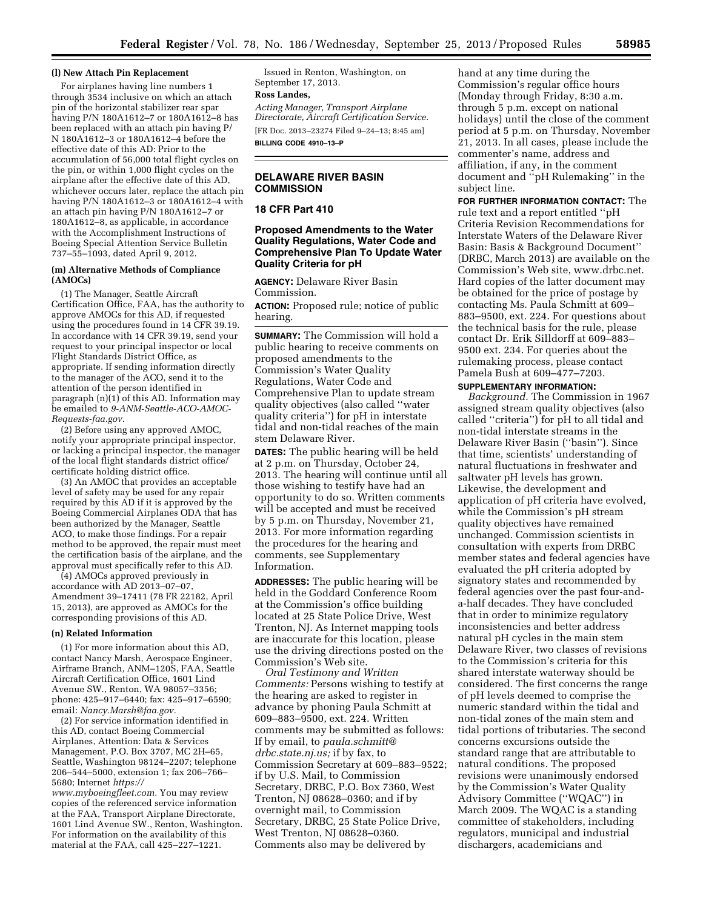#### (l) New Attach Pin Replacement

For airplanes having line numbers 1 through 3534 inclusive on which an attach pin of the horizontal stabilizer rear spar having P/N 180A1612–7 or 180A1612–8 has been replaced with an attach pin having P/N 180A1612–3 or 180A1612–4 before the effective date of this AD: Prior to the accumulation of 56,000 total flight cycles on the pin, or within 1,000 flight cycles on the airplane after the effective date of this AD, whichever occurs later, replace the attach pin having P/N 180A1612–3 or 180A1612–4 with an attach pin having P/N 180A1612–7 or 180A1612–8, as applicable, in accordance with the Accomplishment Instructions of Boeing Special Attention Service Bulletin 737–55–1093, dated April 9, 2012.

#### (m) Alternative Methods of Compliance (AMOCs)

(1) The Manager, Seattle Aircraft Certification Office, FAA, has the authority to approve AMOCs for this AD, if requested using the procedures found in 14 CFR 39.19. In accordance with 14 CFR 39.19, send your request to your principal inspector or local Flight Standards District Office, as appropriate. If sending information directly to the manager of the ACO, send it to the attention of the person identified in paragraph (n)(1) of this AD. Information may be emailed to *9-ANM-Seattle-ACO-AMOC-Requests-faa.gov.*

(2) Before using any approved AMOC, notify your appropriate principal inspector, or lacking a principal inspector, the manager of the local flight standards district office/certificate holding district office.

(3) An AMOC that provides an acceptable level of safety may be used for any repair required by this AD if it is approved by the Boeing Commercial Airplanes ODA that has been authorized by the Manager, Seattle ACO, to make those findings. For a repair method to be approved, the repair must meet the certification basis of the airplane, and the approval must specifically refer to this AD.

(4) AMOCs approved previously in accordance with AD 2013–07–07, Amendment 39–17411 (78 FR 22182, April 15, 2013), are approved as AMOCs for the corresponding provisions of this AD.

#### (n) Related Information

(1) For more information about this AD, contact Nancy Marsh, Aerospace Engineer, Airframe Branch, ANM–120S, FAA, Seattle Aircraft Certification Office, 1601 Lind Avenue SW., Renton, WA 98057–3356; phone: 425–917–6440; fax: 425–917–6590; email: *Nancy.Marsh@faa.gov.*

(2) For service information identified in this AD, contact Boeing Commercial Airplanes, Attention: Data & Services Management, P.O. Box 3707, MC 2H–65, Seattle, Washington 98124–2207; telephone 206–544–5000, extension 1; fax 206–766–5680; Internet *https://www.myboeingfleet.com.* You may review copies of the referenced service information at the FAA, Transport Airplane Directorate, 1601 Lind Avenue SW., Renton, Washington. For information on the availability of this material at the FAA, call 425–227–1221.

Issued in Renton, Washington, on September 17, 2013.

**Ross Landes,**

*Acting Manager, Transport Airplane Directorate, Aircraft Certification Service.*

[FR Doc. 2013–23274 Filed 9–24–13; 8:45 am]

**BILLING CODE 4910–13–P**

## DELAWARE RIVER BASIN COMMISSION

### 18 CFR Part 410

### Proposed Amendments to the Water Quality Regulations, Water Code and Comprehensive Plan To Update Water Quality Criteria for pH

**AGENCY:** Delaware River Basin Commission.

**ACTION:** Proposed rule; notice of public hearing.

**SUMMARY:** The Commission will hold a public hearing to receive comments on proposed amendments to the Commission's Water Quality Regulations, Water Code and Comprehensive Plan to update stream quality objectives (also called ''water quality criteria'') for pH in interstate tidal and non-tidal reaches of the main stem Delaware River.

**DATES:** The public hearing will be held at 2 p.m. on Thursday, October 24, 2013. The hearing will continue until all those wishing to testify have had an opportunity to do so. Written comments will be accepted and must be received by 5 p.m. on Thursday, November 21, 2013. For more information regarding the procedures for the hearing and comments, see Supplementary Information.

**ADDRESSES:** The public hearing will be held in the Goddard Conference Room at the Commission's office building located at 25 State Police Drive, West Trenton, NJ. As Internet mapping tools are inaccurate for this location, please use the driving directions posted on the Commission's Web site.

*Oral Testimony and Written Comments:* Persons wishing to testify at the hearing are asked to register in advance by phoning Paula Schmitt at 609–883–9500, ext. 224. Written comments may be submitted as follows: If by email, to *paula.schmitt@drbc.state.nj.us;* if by fax, to Commission Secretary at 609–883–9522; if by U.S. Mail, to Commission Secretary, DRBC, P.O. Box 7360, West Trenton, NJ 08628–0360; and if by overnight mail, to Commission Secretary, DRBC, 25 State Police Drive, West Trenton, NJ 08628–0360. Comments also may be delivered by hand at any time during the Commission's regular office hours (Monday through Friday, 8:30 a.m. through 5 p.m. except on national holidays) until the close of the comment period at 5 p.m. on Thursday, November 21, 2013. In all cases, please include the commenter's name, address and affiliation, if any, in the comment document and ''pH Rulemaking'' in the subject line.

**FOR FURTHER INFORMATION CONTACT:** The rule text and a report entitled ''pH Criteria Revision Recommendations for Interstate Waters of the Delaware River Basin: Basis & Background Document'' (DRBC, March 2013) are available on the Commission's Web site, www.drbc.net. Hard copies of the latter document may be obtained for the price of postage by contacting Ms. Paula Schmitt at 609–883–9500, ext. 224. For questions about the technical basis for the rule, please contact Dr. Erik Silldorff at 609–883–9500 ext. 234. For queries about the rulemaking process, please contact Pamela Bush at 609–477–7203.

**SUPPLEMENTARY INFORMATION:**

*Background.* The Commission in 1967 assigned stream quality objectives (also called ''criteria'') for pH to all tidal and non-tidal interstate streams in the Delaware River Basin (''basin''). Since that time, scientists' understanding of natural fluctuations in freshwater and saltwater pH levels has grown. Likewise, the development and application of pH criteria have evolved, while the Commission's pH stream quality objectives have remained unchanged. Commission scientists in consultation with experts from DRBC member states and federal agencies have evaluated the pH criteria adopted by signatory states and recommended by federal agencies over the past four-and-a-half decades. They have concluded that in order to minimize regulatory inconsistencies and better address natural pH cycles in the main stem Delaware River, two classes of revisions to the Commission's criteria for this shared interstate waterway should be considered. The first concerns the range of pH levels deemed to comprise the numeric standard within the tidal and non-tidal zones of the main stem and tidal portions of tributaries. The second concerns excursions outside the standard range that are attributable to natural conditions. The proposed revisions were unanimously endorsed by the Commission's Water Quality Advisory Committee (''WQAC'') in March 2009. The WQAC is a standing committee of stakeholders, including regulators, municipal and industrial dischargers, academicians and